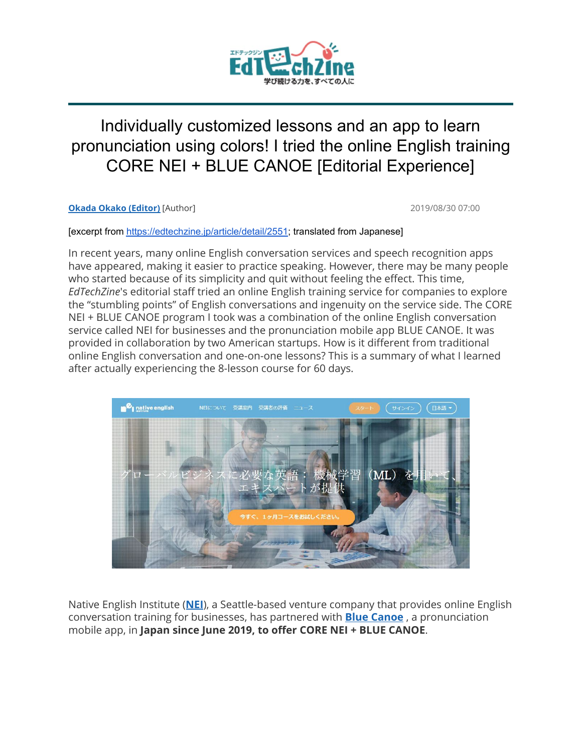# Individually customized lessons and an app to learn pronunciation using colors! I tried the online English training CORE NEI + BLUE CANOE [Editorial Experience]

**Okada Okako (Editor)** [Author] 2019/08/30 07:00

[excerpt from https://edtechzine.jp/article/detail/2551; translated from Japanese]

In recent years, many online English conversation services and speech recognition apps have appeared, making it easier to practice speaking. However, there may be many people who started because of its simplicity and quit without feeling the effect. This time, *EdTechZine*'s editorial staff tried an online English training service for companies to explore the "stumbling points" of English conversations and ingenuity on the service side. The CORE NEI + BLUE CANOE program I took was a combination of the online English conversation service called NEI for businesses and the pronunciation mobile app BLUE CANOE. It was provided in collaboration by two American startups. How is it different from traditional online English conversation and one-on-one lessons? This is a summary of what I learned after actually experiencing the 8-lesson course for 60 days.

Native English Institute (**NEI**), a Seattle-based venture company that provides online English conversation training for businesses, has partnered with **Blue Canoe** , a pronunciation mobile app, in **Japan since June 2019, to offer CORE NEI + BLUE CANOE**.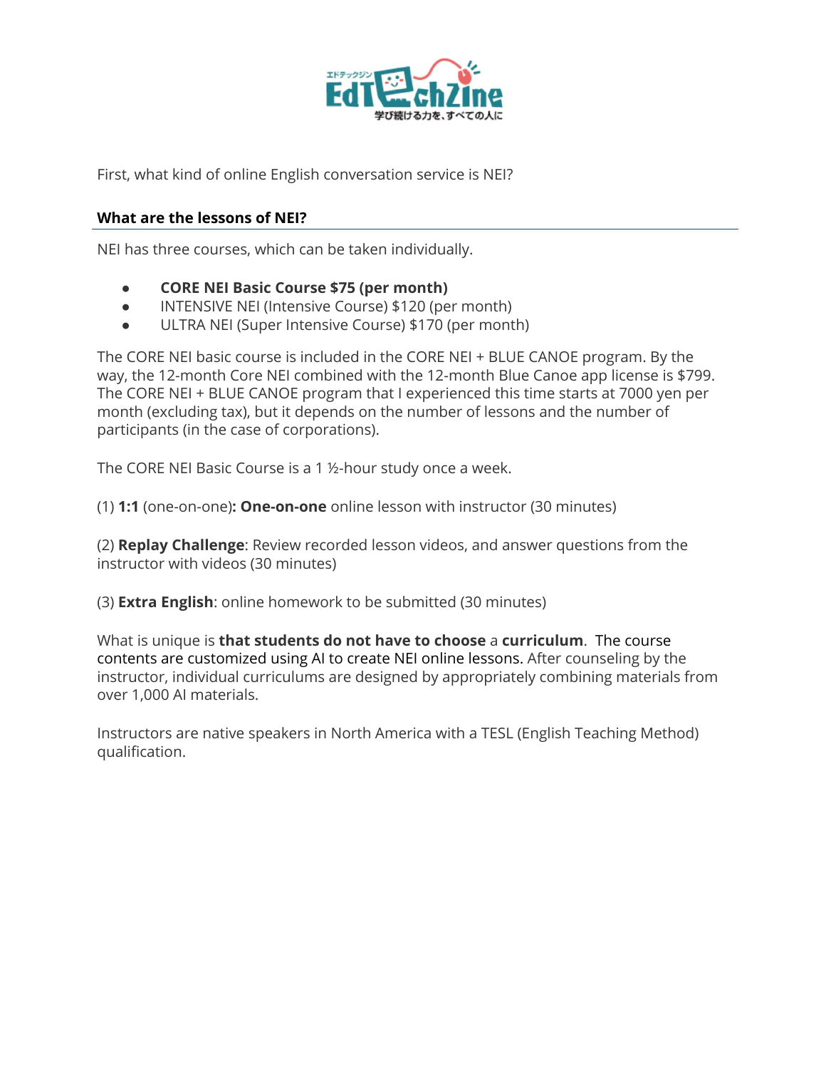First, what kind of online English conversation service is NEI?

## What are the lessons of NEI?

NEI has three courses, which can be taken individually.

- **CORE NEI Basic Course $75 (per month)**
- INTENSIVE NEI (Intensive Course) $120 (per month)
- ULTRA NEI (Super Intensive Course) $170 (per month)

The CORE NEI basic course is included in the CORE NEI + BLUE CANOE program. By the way, the 12-month Core NEI combined with the 12-month Blue Canoe app license is $799. The CORE NEI + BLUE CANOE program that I experienced this time starts at 7000 yen per month (excluding tax), but it depends on the number of lessons and the number of participants (in the case of corporations).

The CORE NEI Basic Course is a 1 ½-hour study once a week.

(1) **1:1** (one-on-one)**: One-on-one** online lesson with instructor (30 minutes)

(2) **Replay Challenge**: Review recorded lesson videos, and answer questions from the instructor with videos (30 minutes)

(3) **Extra English**: online homework to be submitted (30 minutes)

What is unique is **that students do not have to choose** a **curriculum**. The course contents are customized using AI to create NEI online lessons. After counseling by the instructor, individual curriculums are designed by appropriately combining materials from over 1,000 AI materials.

Instructors are native speakers in North America with a TESL (English Teaching Method) qualification.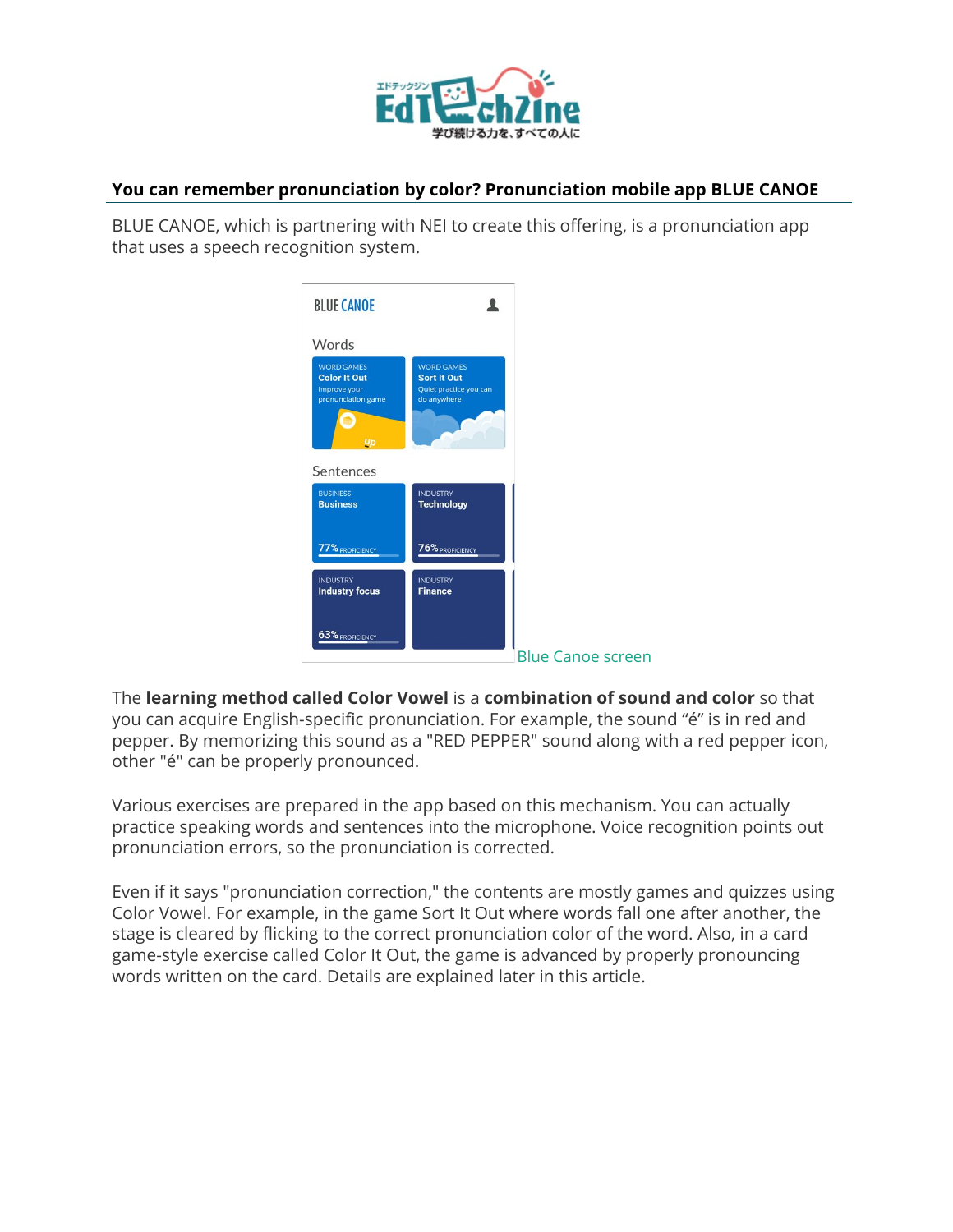## You can remember pronunciation by color? Pronunciation mobile app BLUE CANOE

BLUE CANOE, which is partnering with NEI to create this offering, is a pronunciation app that uses a speech recognition system.

Blue Canoe screen

The **learning method called Color Vowel** is a **combination of sound and color** so that you can acquire English-specific pronunciation. For example, the sound “é” is in red and pepper. By memorizing this sound as a "RED PEPPER" sound along with a red pepper icon, other "é" can be properly pronounced.

Various exercises are prepared in the app based on this mechanism. You can actually practice speaking words and sentences into the microphone. Voice recognition points out pronunciation errors, so the pronunciation is corrected.

Even if it says "pronunciation correction," the contents are mostly games and quizzes using Color Vowel. For example, in the game Sort It Out where words fall one after another, the stage is cleared by flicking to the correct pronunciation color of the word. Also, in a card game-style exercise called Color It Out, the game is advanced by properly pronouncing words written on the card. Details are explained later in this article.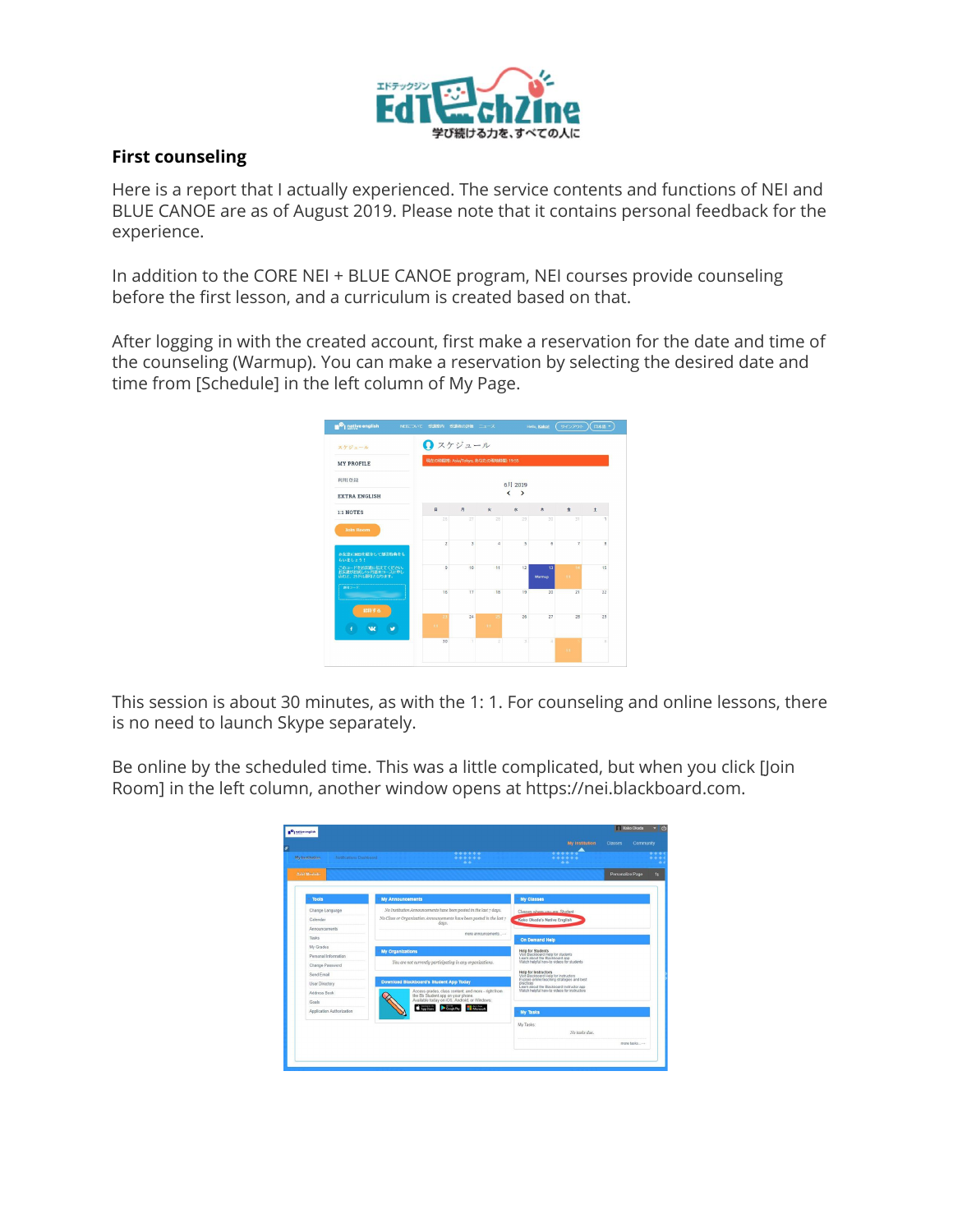## First counseling

Here is a report that I actually experienced. The service contents and functions of NEI and BLUE CANOE are as of August 2019. Please note that it contains personal feedback for the experience.

In addition to the CORE NEI + BLUE CANOE program, NEI courses provide counseling before the first lesson, and a curriculum is created based on that.

After logging in with the created account, first make a reservation for the date and time of the counseling (Warmup). You can make a reservation by selecting the desired date and time from [Schedule] in the left column of My Page.

This session is about 30 minutes, as with the 1: 1. For counseling and online lessons, there is no need to launch Skype separately.

Be online by the scheduled time. This was a little complicated, but when you click [Join Room] in the left column, another window opens at https://nei.blackboard.com.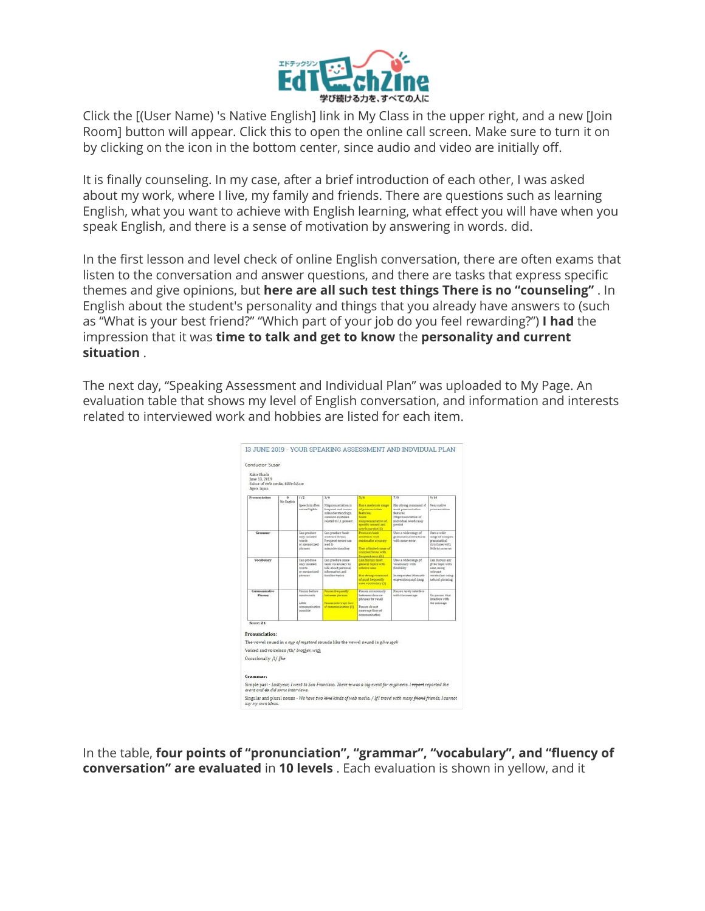Click the [(User Name) 's Native English] link in My Class in the upper right, and a new [Join Room] button will appear. Click this to open the online call screen. Make sure to turn it on by clicking on the icon in the bottom center, since audio and video are initially off.

It is finally counseling. In my case, after a brief introduction of each other, I was asked about my work, where I live, my family and friends. There are questions such as learning English, what you want to achieve with English learning, what effect you will have when you speak English, and there is a sense of motivation by answering in words. did.

In the first lesson and level check of online English conversation, there are often exams that listen to the conversation and answer questions, and there are tasks that express specific themes and give opinions, but **here are all such test things There is no "counseling"** . In English about the student's personality and things that you already have answers to (such as "What is your best friend?" "Which part of your job do you feel rewarding?") **I had** the impression that it was **time to talk and get to know** the **personality and current situation** .

The next day, "Speaking Assessment and Individual Plan" was uploaded to My Page. An evaluation table that shows my level of English conversation, and information and interests related to interviewed work and hobbies are listed for each item.

In the table, **four points of "pronunciation", "grammar", "vocabulary", and "fluency of conversation" are evaluated** in **10 levels** . Each evaluation is shown in yellow, and it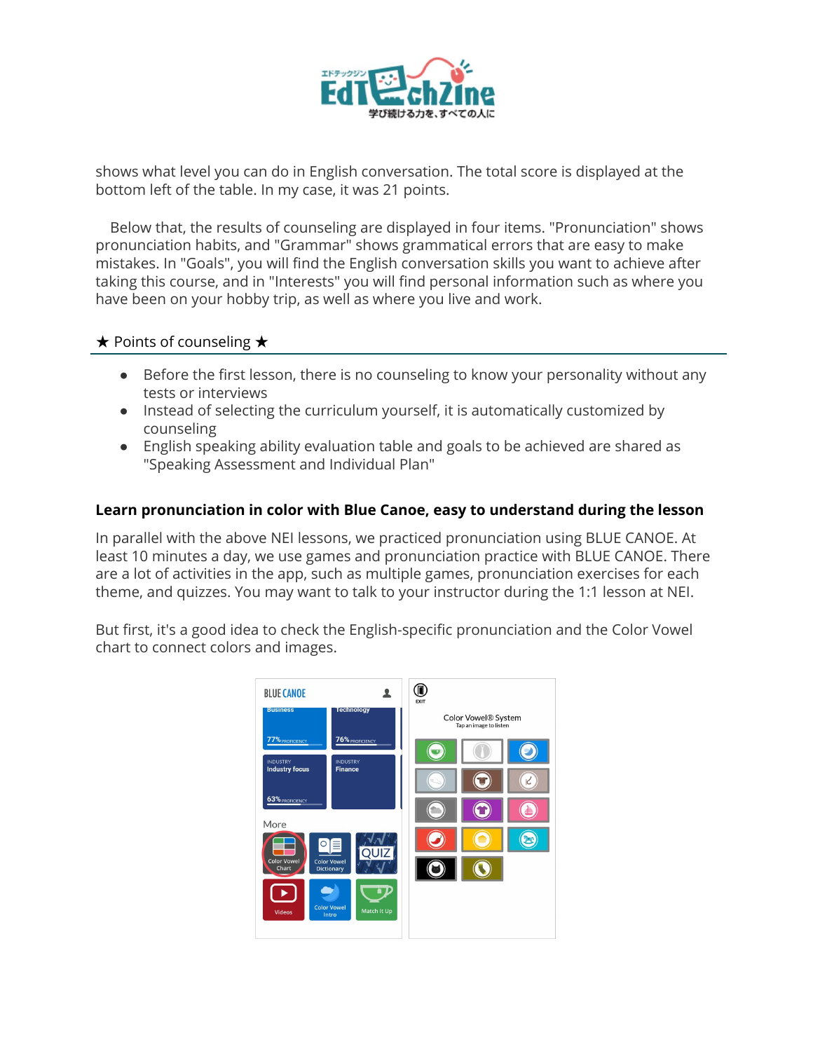shows what level you can do in English conversation. The total score is displayed at the bottom left of the table. In my case, it was 21 points.

Below that, the results of counseling are displayed in four items. "Pronunciation" shows pronunciation habits, and "Grammar" shows grammatical errors that are easy to make mistakes. In "Goals", you will find the English conversation skills you want to achieve after taking this course, and in "Interests" you will find personal information such as where you have been on your hobby trip, as well as where you live and work.

★ Points of counseling ★

- Before the first lesson, there is no counseling to know your personality without any tests or interviews
- Instead of selecting the curriculum yourself, it is automatically customized by counseling
- English speaking ability evaluation table and goals to be achieved are shared as "Speaking Assessment and Individual Plan"

**Learn pronunciation in color with Blue Canoe, easy to understand during the lesson**

In parallel with the above NEI lessons, we practiced pronunciation using BLUE CANOE. At least 10 minutes a day, we use games and pronunciation practice with BLUE CANOE. There are a lot of activities in the app, such as multiple games, pronunciation exercises for each theme, and quizzes. You may want to talk to your instructor during the 1:1 lesson at NEI.

But first, it's a good idea to check the English-specific pronunciation and the Color Vowel chart to connect colors and images.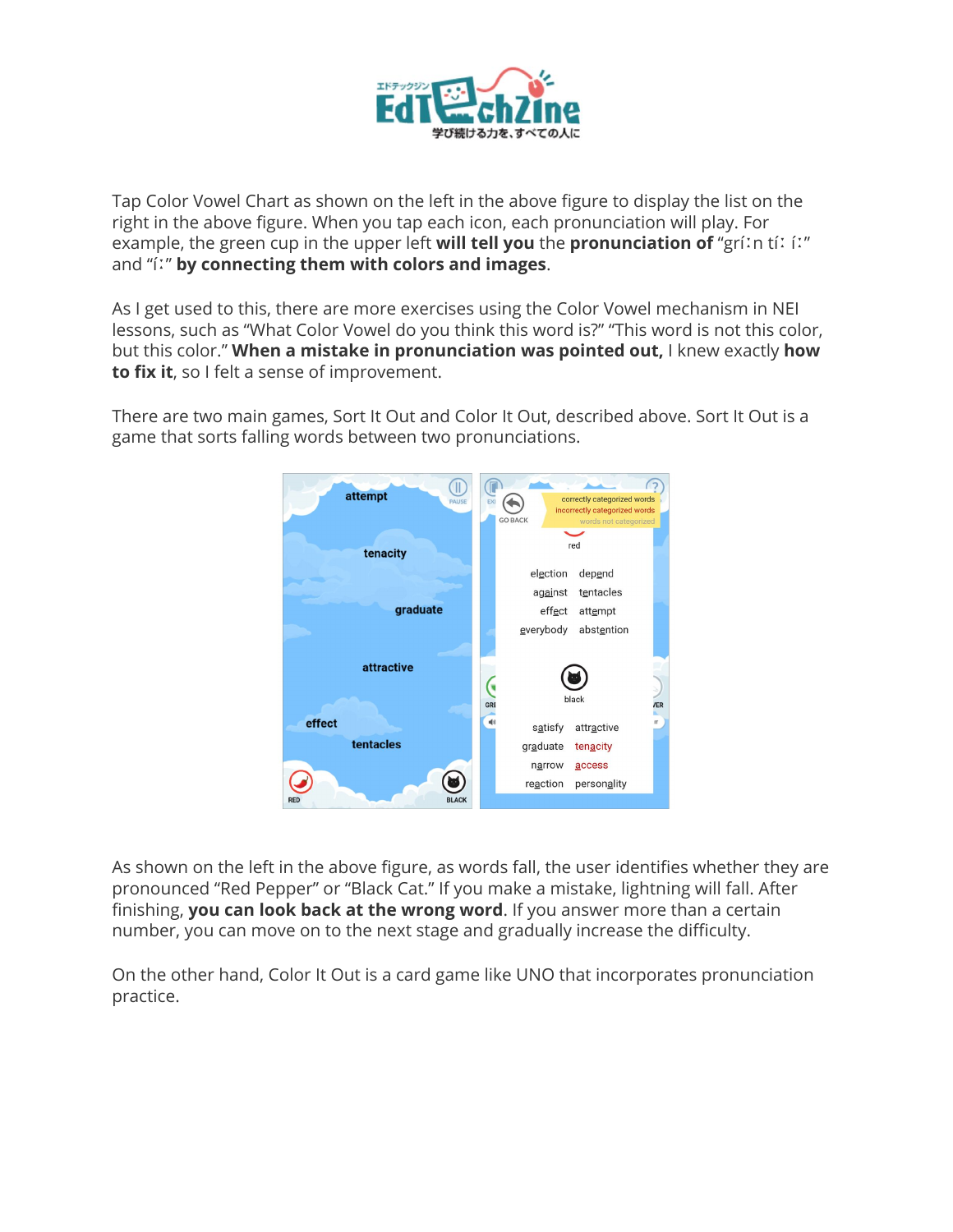Tap Color Vowel Chart as shown on the left in the above figure to display the list on the right in the above figure. When you tap each icon, each pronunciation will play. For example, the green cup in the upper left **will tell you** the **pronunciation of** "gríːn tíː íː" and "íː" **by connecting them with colors and images**.

As I get used to this, there are more exercises using the Color Vowel mechanism in NEI lessons, such as "What Color Vowel do you think this word is?" "This word is not this color, but this color." **When a mistake in pronunciation was pointed out,** I knew exactly **how to fix it**, so I felt a sense of improvement.

There are two main games, Sort It Out and Color It Out, described above. Sort It Out is a game that sorts falling words between two pronunciations.

As shown on the left in the above figure, as words fall, the user identifies whether they are pronounced "Red Pepper" or "Black Cat." If you make a mistake, lightning will fall. After finishing, **you can look back at the wrong word**. If you answer more than a certain number, you can move on to the next stage and gradually increase the difficulty.

On the other hand, Color It Out is a card game like UNO that incorporates pronunciation practice.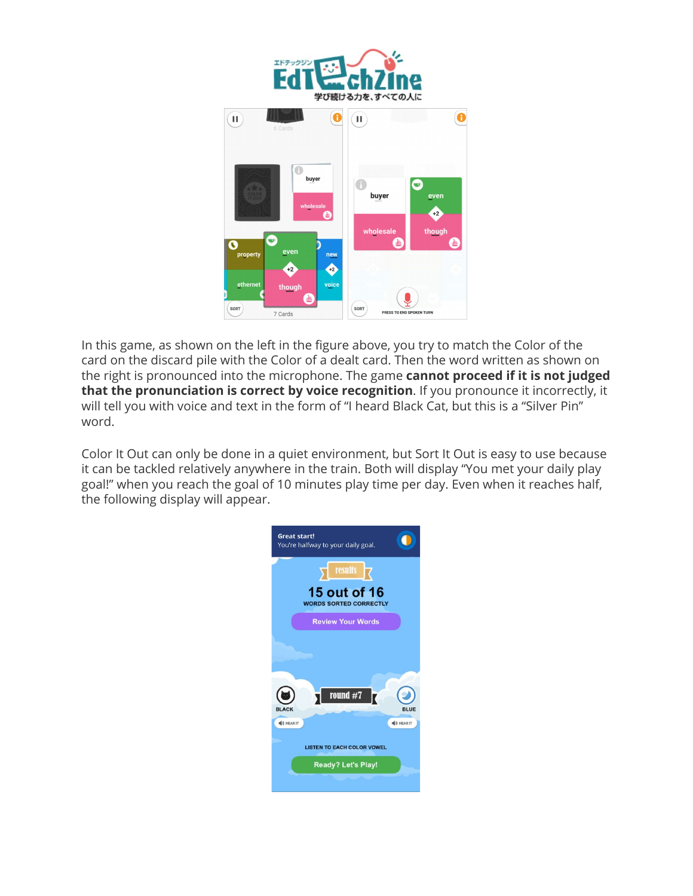In this game, as shown on the left in the figure above, you try to match the Color of the card on the discard pile with the Color of a dealt card. Then the word written as shown on the right is pronounced into the microphone. The game **cannot proceed if it is not judged that the pronunciation is correct by voice recognition**. If you pronounce it incorrectly, it will tell you with voice and text in the form of "I heard Black Cat, but this is a "Silver Pin" word.

Color It Out can only be done in a quiet environment, but Sort It Out is easy to use because it can be tackled relatively anywhere in the train. Both will display "You met your daily play goal!" when you reach the goal of 10 minutes play time per day. Even when it reaches half, the following display will appear.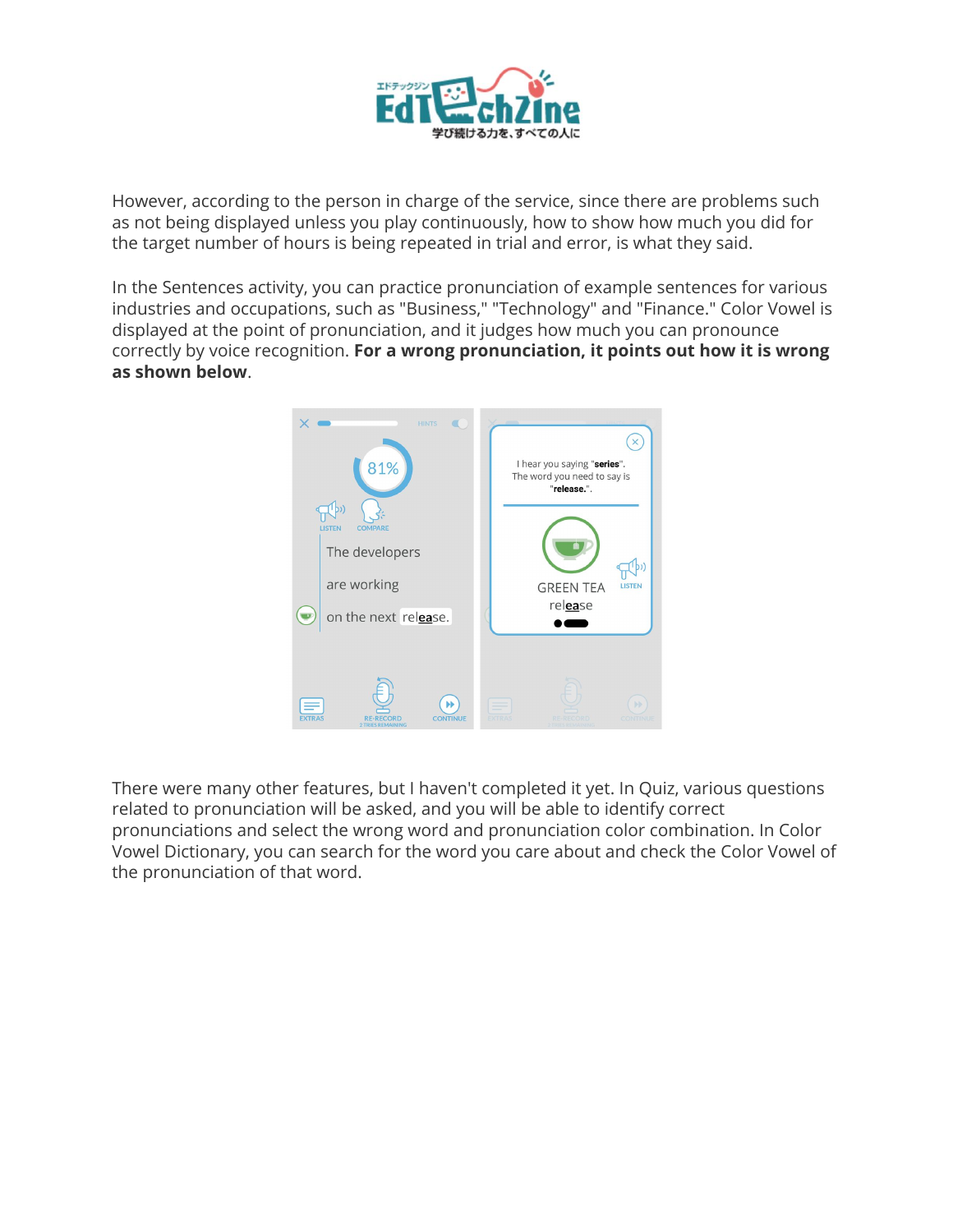However, according to the person in charge of the service, since there are problems such as not being displayed unless you play continuously, how to show how much you did for the target number of hours is being repeated in trial and error, is what they said.

In the Sentences activity, you can practice pronunciation of example sentences for various industries and occupations, such as "Business," "Technology" and "Finance." Color Vowel is displayed at the point of pronunciation, and it judges how much you can pronounce correctly by voice recognition. **For a wrong pronunciation, it points out how it is wrong as shown below**.

There were many other features, but I haven't completed it yet. In Quiz, various questions related to pronunciation will be asked, and you will be able to identify correct pronunciations and select the wrong word and pronunciation color combination. In Color Vowel Dictionary, you can search for the word you care about and check the Color Vowel of the pronunciation of that word.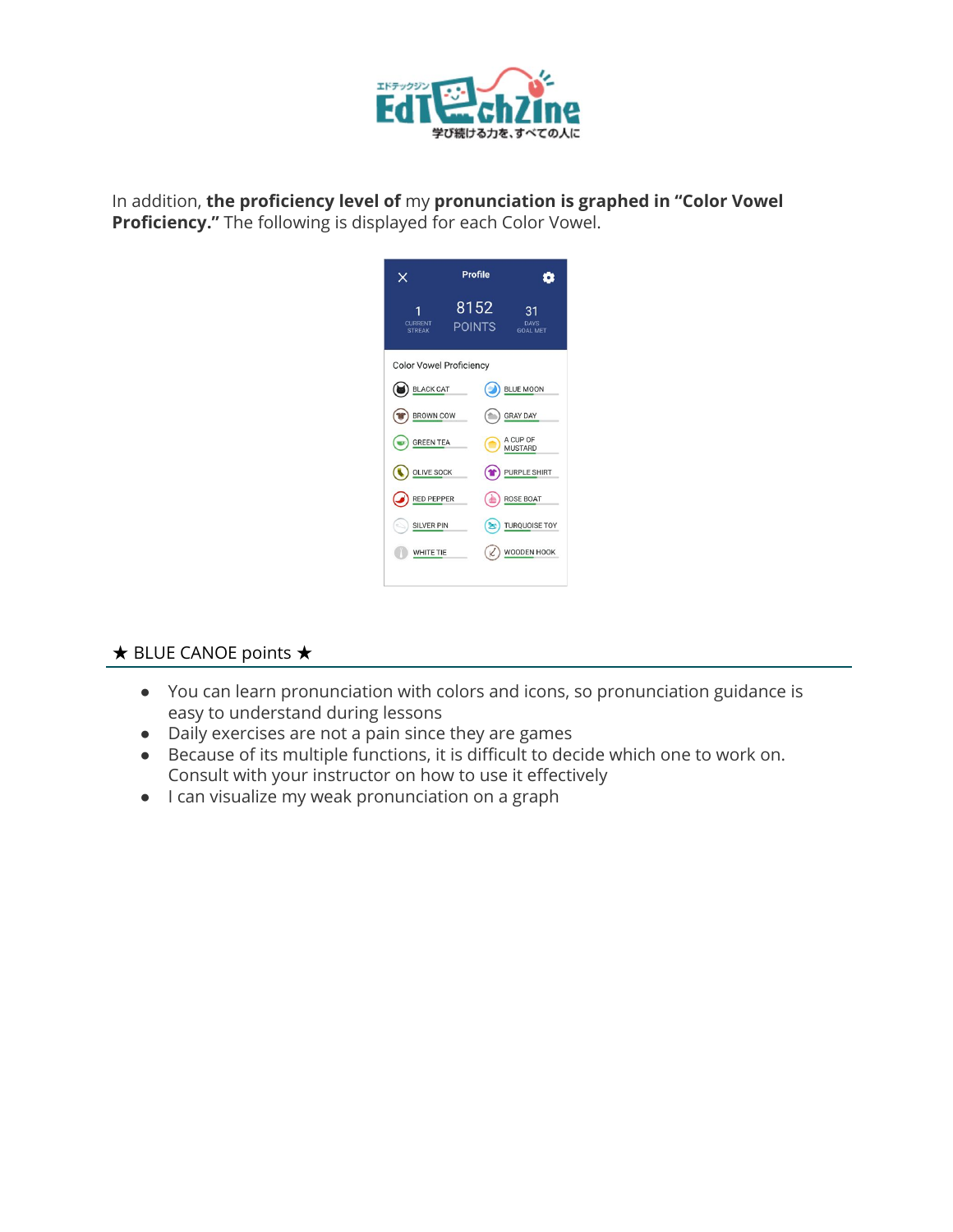In addition, **the proficiency level of** my **pronunciation is graphed in "Color Vowel Proficiency."** The following is displayed for each Color Vowel.

★ BLUE CANOE points ★

- You can learn pronunciation with colors and icons, so pronunciation guidance is easy to understand during lessons
- Daily exercises are not a pain since they are games
- Because of its multiple functions, it is difficult to decide which one to work on. Consult with your instructor on how to use it effectively
- I can visualize my weak pronunciation on a graph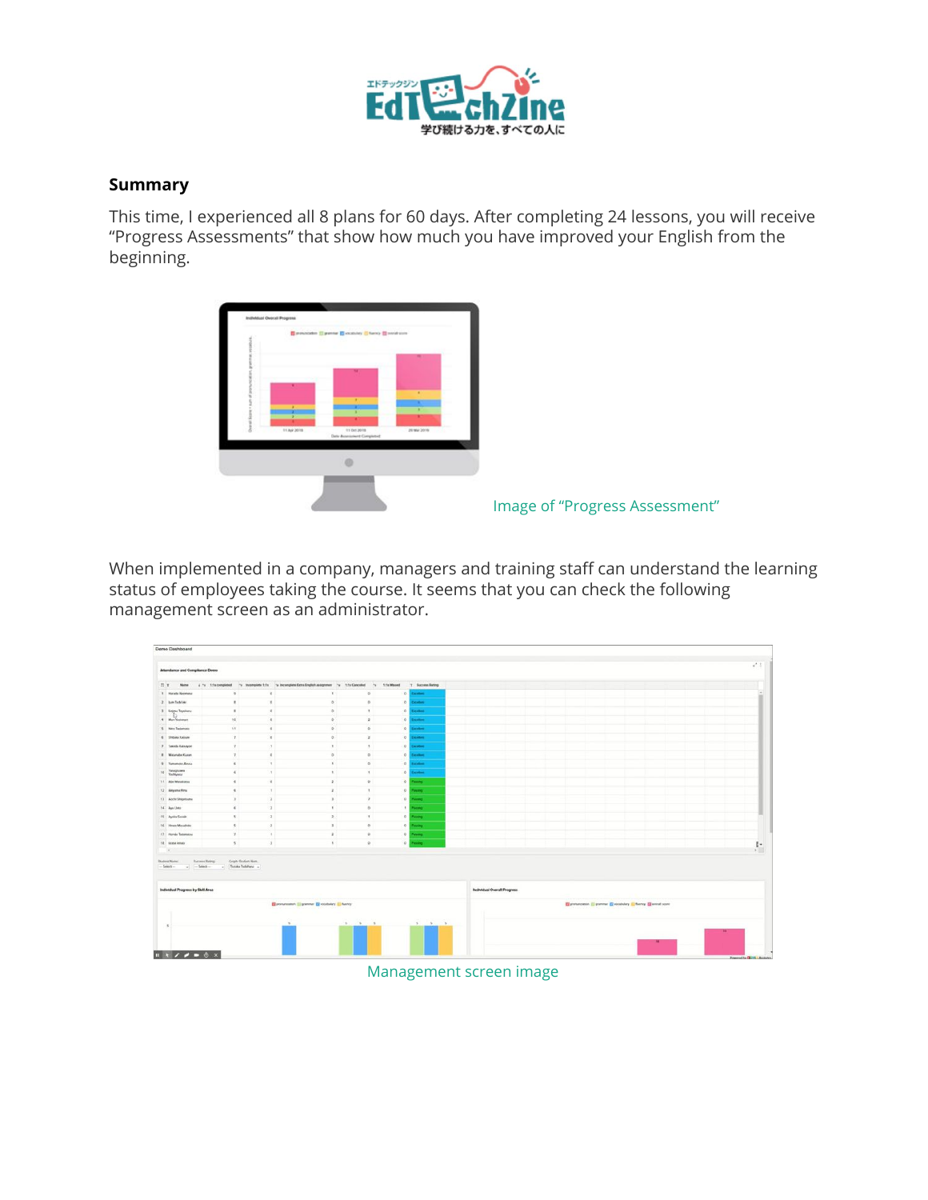## Summary

This time, I experienced all 8 plans for 60 days. After completing 24 lessons, you will receive "Progress Assessments" that show how much you have improved your English from the beginning.

Image of "Progress Assessment"

When implemented in a company, managers and training staff can understand the learning status of employees taking the course. It seems that you can check the following management screen as an administrator.

Management screen image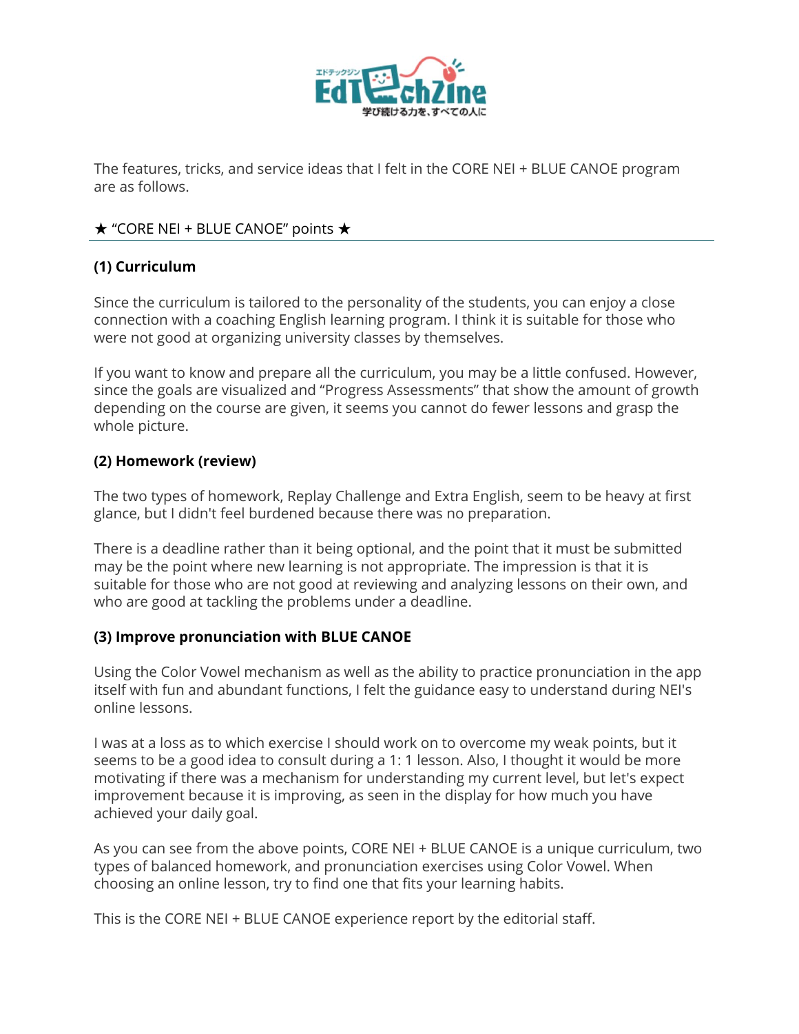The features, tricks, and service ideas that I felt in the CORE NEI + BLUE CANOE program are as follows.

★ "CORE NEI + BLUE CANOE" points ★

**(1) Curriculum**

Since the curriculum is tailored to the personality of the students, you can enjoy a close connection with a coaching English learning program. I think it is suitable for those who were not good at organizing university classes by themselves.

If you want to know and prepare all the curriculum, you may be a little confused. However, since the goals are visualized and "Progress Assessments" that show the amount of growth depending on the course are given, it seems you cannot do fewer lessons and grasp the whole picture.

**(2) Homework (review)**

The two types of homework, Replay Challenge and Extra English, seem to be heavy at first glance, but I didn't feel burdened because there was no preparation.

There is a deadline rather than it being optional, and the point that it must be submitted may be the point where new learning is not appropriate. The impression is that it is suitable for those who are not good at reviewing and analyzing lessons on their own, and who are good at tackling the problems under a deadline.

**(3) Improve pronunciation with BLUE CANOE**

Using the Color Vowel mechanism as well as the ability to practice pronunciation in the app itself with fun and abundant functions, I felt the guidance easy to understand during NEI's online lessons.

I was at a loss as to which exercise I should work on to overcome my weak points, but it seems to be a good idea to consult during a 1: 1 lesson. Also, I thought it would be more motivating if there was a mechanism for understanding my current level, but let's expect improvement because it is improving, as seen in the display for how much you have achieved your daily goal.

As you can see from the above points, CORE NEI + BLUE CANOE is a unique curriculum, two types of balanced homework, and pronunciation exercises using Color Vowel. When choosing an online lesson, try to find one that fits your learning habits.

This is the CORE NEI + BLUE CANOE experience report by the editorial staff.